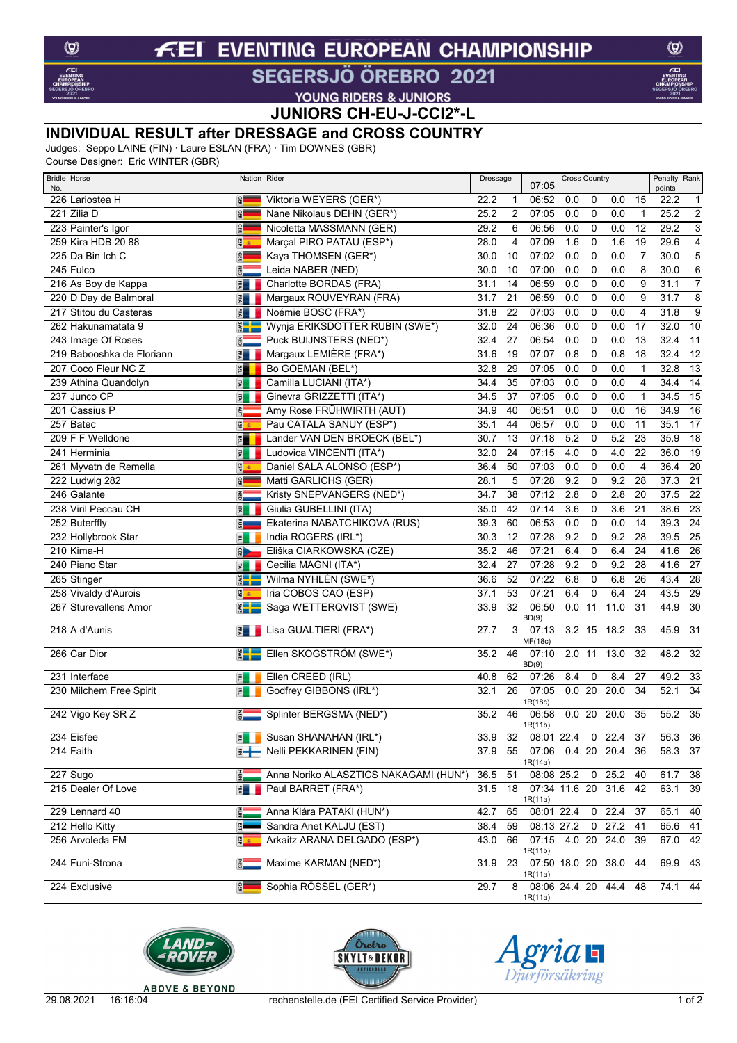# FEI EVENTING EUROPEAN CHAMPIONSHIP

## SEGERSJÖ ÖREBRO 2021

YOUNG RIDERS & JUNIORS

## JUNIORS CH-EU-J-CCI2*-L

## INDIVIDUAL RESULT after DRESSAGE and CROSS COUNTRY

Judges: Seppo LAINE (FIN) · Laure ESLAN (FRA) · Tim DOWNES (GBR)

Course Designer: Eric WINTER (GBR)

| Bridle No. | Horse | Nation | Rider | Dressage | | Cross Country 07:05 | | | | | Penalty points | Rank |
|---|---|---|---|---|---|---|---|---|---|---|---|---|
| 226 | Lariostea H | GER | Viktoria WEYERS (GER*) | 22.2 | 1 | 06:52 | 0.0 | 0 | 0.0 | 15 | 22.2 | 1 |
| 221 | Zilia D | GER | Nane Nikolaus DEHN (GER*) | 25.2 | 2 | 07:05 | 0.0 | 0 | 0.0 | 1 | 25.2 | 2 |
| 223 | Painter's Igor | GER | Nicoletta MASSMANN (GER) | 29.2 | 6 | 06:56 | 0.0 | 0 | 0.0 | 12 | 29.2 | 3 |
| 259 | Kira HDB 20 88 | ESP | Marçal PIRO PATAU (ESP*) | 28.0 | 4 | 07:09 | 1.6 | 0 | 1.6 | 19 | 29.6 | 4 |
| 225 | Da Bin Ich C | GER | Kaya THOMSEN (GER*) | 30.0 | 10 | 07:02 | 0.0 | 0 | 0.0 | 7 | 30.0 | 5 |
| 245 | Fulco | NED | Leida NABER (NED) | 30.0 | 10 | 07:00 | 0.0 | 0 | 0.0 | 8 | 30.0 | 6 |
| 216 | As Boy de Kappa | FRA | Charlotte BORDAS (FRA) | 31.1 | 14 | 06:59 | 0.0 | 0 | 0.0 | 9 | 31.1 | 7 |
| 220 | D Day de Balmoral | FRA | Margaux ROUVEYRAN (FRA) | 31.7 | 21 | 06:59 | 0.0 | 0 | 0.0 | 9 | 31.7 | 8 |
| 217 | Stitou du Casteras | FRA | Noémie BOSC (FRA*) | 31.8 | 22 | 07:03 | 0.0 | 0 | 0.0 | 4 | 31.8 | 9 |
| 262 | Hakunamatata 9 | SWE | Wynja ERIKSDOTTER RUBIN (SWE*) | 32.0 | 24 | 06:36 | 0.0 | 0 | 0.0 | 17 | 32.0 | 10 |
| 243 | Image Of Roses | NED | Puck BUIJNSTERS (NED*) | 32.4 | 27 | 06:54 | 0.0 | 0 | 0.0 | 13 | 32.4 | 11 |
| 219 | Babooshka de Floriann | FRA | Margaux LEMIÈRE (FRA*) | 31.6 | 19 | 07:07 | 0.8 | 0 | 0.8 | 18 | 32.4 | 12 |
| 207 | Coco Fleur NC Z | BEL | Bo GOEMAN (BEL*) | 32.8 | 29 | 07:05 | 0.0 | 0 | 0.0 | 1 | 32.8 | 13 |
| 239 | Athina Quandolyn | ITA | Camilla LUCIANI (ITA*) | 34.4 | 35 | 07:03 | 0.0 | 0 | 0.0 | 4 | 34.4 | 14 |
| 237 | Junco CP | ITA | Ginevra GRIZZETTI (ITA*) | 34.5 | 37 | 07:05 | 0.0 | 0 | 0.0 | 1 | 34.5 | 15 |
| 201 | Cassius P | AUT | Amy Rose FRÜHWIRTH (AUT) | 34.9 | 40 | 06:51 | 0.0 | 0 | 0.0 | 16 | 34.9 | 16 |
| 257 | Batec | ESP | Pau CATALA SANUY (ESP*) | 35.1 | 44 | 06:57 | 0.0 | 0 | 0.0 | 11 | 35.1 | 17 |
| 209 | F F Welldone | BEL | Lander VAN DEN BROECK (BEL*) | 30.7 | 13 | 07:18 | 5.2 | 0 | 5.2 | 23 | 35.9 | 18 |
| 241 | Herminia | ITA | Ludovica VINCENTI (ITA*) | 32.0 | 24 | 07:15 | 4.0 | 0 | 4.0 | 22 | 36.0 | 19 |
| 261 | Myvatn de Remella | ESP | Daniel SALA ALONSO (ESP*) | 36.4 | 50 | 07:03 | 0.0 | 0 | 0.0 | 4 | 36.4 | 20 |
| 222 | Ludwig 282 | GER | Matti GARLICHS (GER) | 28.1 | 5 | 07:28 | 9.2 | 0 | 9.2 | 28 | 37.3 | 21 |
| 246 | Galante | NED | Kristy SNEPVANGERS (NED*) | 34.7 | 38 | 07:12 | 2.8 | 0 | 2.8 | 20 | 37.5 | 22 |
| 238 | Viril Peccau CH | ITA | Giulia GUBELLINI (ITA) | 35.0 | 42 | 07:14 | 3.6 | 0 | 3.6 | 21 | 38.6 | 23 |
| 252 | Buterffly | RUS | Ekaterina NABATCHIKOVA (RUS) | 39.3 | 60 | 06:53 | 0.0 | 0 | 0.0 | 14 | 39.3 | 24 |
| 232 | Hollybrook Star | IRL | India ROGERS (IRL*) | 30.3 | 12 | 07:28 | 9.2 | 0 | 9.2 | 28 | 39.5 | 25 |
| 210 | Kima-H | CZE | Eliška CIARKOWSKA (CZE) | 35.2 | 46 | 07:21 | 6.4 | 0 | 6.4 | 24 | 41.6 | 26 |
| 240 | Piano Star | ITA | Cecilia MAGNI (ITA*) | 32.4 | 27 | 07:28 | 9.2 | 0 | 9.2 | 28 | 41.6 | 27 |
| 265 | Stinger | SWE | Wilma NYHLÉN (SWE*) | 36.6 | 52 | 07:22 | 6.8 | 0 | 6.8 | 26 | 43.4 | 28 |
| 258 | Vivaldy d'Aurois | ESP | Iria COBOS CAO (ESP) | 37.1 | 53 | 07:21 | 6.4 | 0 | 6.4 | 24 | 43.5 | 29 |
| 267 | Sturevallens Amor | SWE | Saga WETTERQVIST (SWE) | 33.9 | 32 | 06:50 BD(9) | 0.0 | 11 | 11.0 | 31 | 44.9 | 30 |
| 218 | A d'Aunis | FRA | Lisa GUALTIERI (FRA*) | 27.7 | 3 | 07:13 MF(18c) | 3.2 | 15 | 18.2 | 33 | 45.9 | 31 |
| 266 | Car Dior | SWE | Ellen SKOGSTRÖM (SWE*) | 35.2 | 46 | 07:10 BD(9) | 2.0 | 11 | 13.0 | 32 | 48.2 | 32 |
| 231 | Interface | IRL | Ellen CREED (IRL) | 40.8 | 62 | 07:26 | 8.4 | 0 | 8.4 | 27 | 49.2 | 33 |
| 230 | Milchem Free Spirit | IRL | Godfrey GIBBONS (IRL*) | 32.1 | 26 | 07:05 1R(18c) | 0.0 | 20 | 20.0 | 34 | 52.1 | 34 |
| 242 | Vigo Key SR Z | NED | Splinter BERGSMA (NED*) | 35.2 | 46 | 06:58 1R(11b) | 0.0 | 20 | 20.0 | 35 | 55.2 | 35 |
| 234 | Eisfee | IRL | Susan SHANAHAN (IRL*) | 33.9 | 32 | 08:01 | 22.4 | 0 | 22.4 | 37 | 56.3 | 36 |
| 214 | Faith | FIN | Nelli PEKKARINEN (FIN) | 37.9 | 55 | 07:06 1R(14a) | 0.4 | 20 | 20.4 | 36 | 58.3 | 37 |
| 227 | Sugo | HUN | Anna Noriko ALASZTICS NAKAGAMI (HUN*) | 36.5 | 51 | 08:08 | 25.2 | 0 | 25.2 | 40 | 61.7 | 38 |
| 215 | Dealer Of Love | FRA | Paul BARRET (FRA*) | 31.5 | 18 | 07:34 1R(11a) | 11.6 | 20 | 31.6 | 42 | 63.1 | 39 |
| 229 | Lennard 40 | HUN | Anna Klára PATAKI (HUN*) | 42.7 | 65 | 08:01 | 22.4 | 0 | 22.4 | 37 | 65.1 | 40 |
| 212 | Hello Kitty | EST | Sandra Anet KALJU (EST) | 38.4 | 59 | 08:13 | 27.2 | 0 | 27.2 | 41 | 65.6 | 41 |
| 256 | Arvoleda FM | ESP | Arkaitz ARANA DELGADO (ESP*) | 43.0 | 66 | 07:15 1R(11b) | 4.0 | 20 | 24.0 | 39 | 67.0 | 42 |
| 244 | Funi-Strona | NED | Maxime KARMAN (NED*) | 31.9 | 23 | 07:50 1R(11a) | 18.0 | 20 | 38.0 | 44 | 69.9 | 43 |
| 224 | Exclusive | GER | Sophia RÖSSEL (GER*) | 29.7 | 8 | 08:06 1R(11a) | 24.4 | 20 | 44.4 | 48 | 74.1 | 44 |

LAND ROVER ABOVE & BEYOND · Örebro SKYLT & DEKOR · Agria Djurförsäkring

29.08.2021 16:16:04 rechenstelle.de (FEI Certified Service Provider)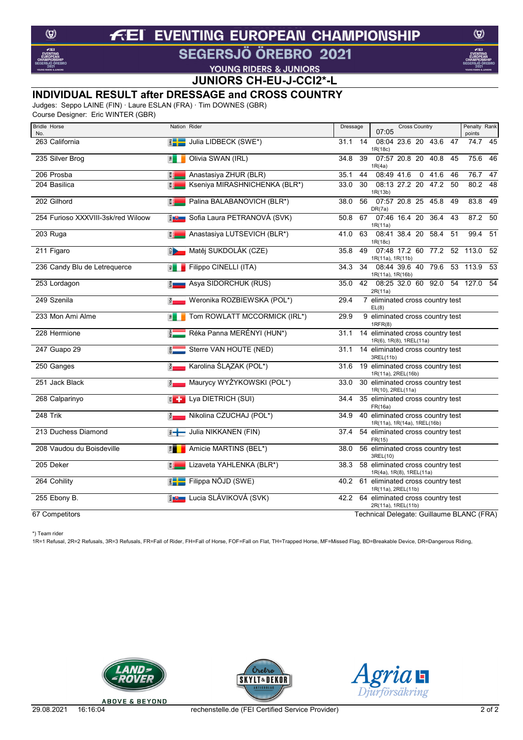# FEI EVENTING EUROPEAN CHAMPIONSHIP

## SEGERSJÖ ÖREBRO 2021

YOUNG RIDERS & JUNIORS

## JUNIORS CH-EU-J-CCI2*-L

## INDIVIDUAL RESULT after DRESSAGE and CROSS COUNTRY

Judges: Seppo LAINE (FIN) · Laure ESLAN (FRA) · Tim DOWNES (GBR)

Course Designer: Eric WINTER (GBR)

| Bridle No. | Horse | Nation | Rider | Dressage | | Cross Country 07:05 | | | | | Penalty points | Rank |
|---|---|---|---|---|---|---|---|---|---|---|---|---|
| 263 | California | SWE | Julia LIDBECK (SWE*) | 31.1 | 14 | 08:04 1R(18c) | 23.6 | 20 | 43.6 | 47 | 74.7 | 45 |
| 235 | Silver Brog | IRL | Olivia SWAN (IRL) | 34.8 | 39 | 07:57 1R(4a) | 20.8 | 20 | 40.8 | 45 | 75.6 | 46 |
| 206 | Prosba | BLR | Anastasiya ZHUR (BLR) | 35.1 | 44 | 08:49 | 41.6 | 0 | 41.6 | 46 | 76.7 | 47 |
| 204 | Basilica | BLR | Kseniya MIRASHNICHENKA (BLR*) | 33.0 | 30 | 08:13 1R(13b) | 27.2 | 20 | 47.2 | 50 | 80.2 | 48 |
| 202 | Gilhord | BLR | Palina BALABANOVICH (BLR*) | 38.0 | 56 | 07:57 DR(7a) | 20.8 | 25 | 45.8 | 49 | 83.8 | 49 |
| 254 | Furioso XXXVIII-3sk/red Wiloow | SVK | Sofia Laura PETRANOVÁ (SVK) | 50.8 | 67 | 07:46 1R(11a) | 16.4 | 20 | 36.4 | 43 | 87.2 | 50 |
| 203 | Ruga | BLR | Anastasiya LUTSEVICH (BLR*) | 41.0 | 63 | 08:41 1R(18c) | 38.4 | 20 | 58.4 | 51 | 99.4 | 51 |
| 211 | Figaro | CZE | Matěj SUKDOLÁK (CZE) | 35.8 | 49 | 07:48 1R(11a), 1R(11b) | 17.2 | 60 | 77.2 | 52 | 113.0 | 52 |
| 236 | Candy Blu de Letrequerce | ITA | Filippo CINELLI (ITA) | 34.3 | 34 | 08:44 1R(11a), 1R(16b) | 39.6 | 40 | 79.6 | 53 | 113.9 | 53 |
| 253 | Lordagon | RUS | Asya SIDORCHUK (RUS) | 35.0 | 42 | 08:25 2R(11a) | 32.0 | 60 | 92.0 | 54 | 127.0 | 54 |
| 249 | Szenila | POL | Weronika ROZBIEWSKA (POL*) | 29.4 | 7 | eliminated cross country test EL(8) | | | | | | |
| 233 | Mon Ami Alme | IRL | Tom ROWLATT MCCORMICK (IRL*) | 29.9 | 9 | eliminated cross country test 1RFR(8) | | | | | | |
| 228 | Hermione | HUN | Réka Panna MERÉNYI (HUN*) | 31.1 | 14 | eliminated cross country test 1R(6), 1R(8), 1REL(11a) | | | | | | |
| 247 | Guapo 29 | NED | Sterre VAN HOUTE (NED) | 31.1 | 14 | eliminated cross country test 3REL(11b) | | | | | | |
| 250 | Ganges | POL | Karolina ŚLĄZAK (POL*) | 31.6 | 19 | eliminated cross country test 1R(11a), 2REL(16b) | | | | | | |
| 251 | Jack Black | POL | Maurycy WYŻYKOWSKI (POL*) | 33.0 | 30 | eliminated cross country test 1R(10), 2REL(11a) | | | | | | |
| 268 | Calparinyo | SUI | Lya DIETRICH (SUI) | 34.4 | 35 | eliminated cross country test FR(16a) | | | | | | |
| 248 | Trik | POL | Nikolina CZUCHAJ (POL*) | 34.9 | 40 | eliminated cross country test 1R(11a), 1R(14a), 1REL(16b) | | | | | | |
| 213 | Duchess Diamond | FIN | Julia NIKKANEN (FIN) | 37.4 | 54 | eliminated cross country test FR(15) | | | | | | |
| 208 | Vaudou du Boisdeville | BEL | Amicie MARTINS (BEL*) | 38.0 | 56 | eliminated cross country test 3REL(10) | | | | | | |
| 205 | Deker | BLR | Lizaveta YAHLENKA (BLR*) | 38.3 | 58 | eliminated cross country test 1R(4a), 1R(8), 1REL(11a) | | | | | | |
| 264 | Cohility | SWE | Filippa NÖJD (SWE) | 40.2 | 61 | eliminated cross country test 1R(11a), 2REL(11b) | | | | | | |
| 255 | Ebony B. | SVK | Lucia SLÁVIKOVÁ (SVK) | 42.2 | 64 | eliminated cross country test 2R(11a), 1REL(11b) | | | | | | |

67 Competitors

Technical Delegate: Guillaume BLANC (FRA)

*) Team rider

1R=1 Refusal, 2R=2 Refusals, 3R=3 Refusals, FR=Fall of Rider, FH=Fall of Horse, FOF=Fall on Flat, TH=Trapped Horse, MF=Missed Flag, BD=Breakable Device, DR=Dangerous Riding,

LAND ROVER ABOVE & BEYOND

Örebro SKYLT & DEKOR

Agria Djurförsäkring

29.08.2021 16:16:04 rechenstelle.de (FEI Certified Service Provider)